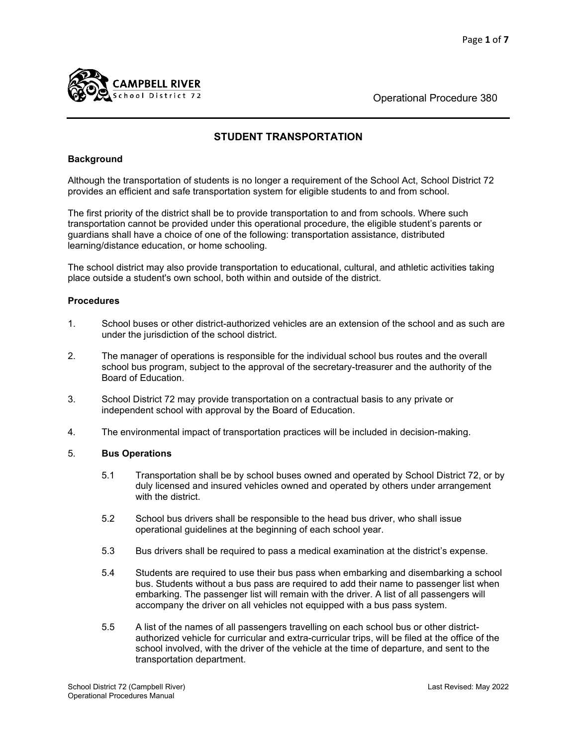Operational Procedure 380

# STUDENT TRANSPORTATION

**Background**

Although the transportation of students is no longer a requirement of the School Act, School District 72 provides an efficient and safe transportation system for eligible students to and from school.

The first priority of the district shall be to provide transportation to and from schools. Where such transportation cannot be provided under this operational procedure, the eligible student's parents or guardians shall have a choice of one of the following: transportation assistance, distributed learning/distance education, or home schooling.

The school district may also provide transportation to educational, cultural, and athletic activities taking place outside a student's own school, both within and outside of the district.

**Procedures**

1. School buses or other district-authorized vehicles are an extension of the school and as such are under the jurisdiction of the school district.

2. The manager of operations is responsible for the individual school bus routes and the overall school bus program, subject to the approval of the secretary-treasurer and the authority of the Board of Education.

3. School District 72 may provide transportation on a contractual basis to any private or independent school with approval by the Board of Education.

4. The environmental impact of transportation practices will be included in decision-making.

5. **Bus Operations**

   5.1 Transportation shall be by school buses owned and operated by School District 72, or by duly licensed and insured vehicles owned and operated by others under arrangement with the district.

   5.2 School bus drivers shall be responsible to the head bus driver, who shall issue operational guidelines at the beginning of each school year.

   5.3 Bus drivers shall be required to pass a medical examination at the district's expense.

   5.4 Students are required to use their bus pass when embarking and disembarking a school bus. Students without a bus pass are required to add their name to passenger list when embarking. The passenger list will remain with the driver. A list of all passengers will accompany the driver on all vehicles not equipped with a bus pass system.

   5.5 A list of the names of all passengers travelling on each school bus or other district-authorized vehicle for curricular and extra-curricular trips, will be filed at the office of the school involved, with the driver of the vehicle at the time of departure, and sent to the transportation department.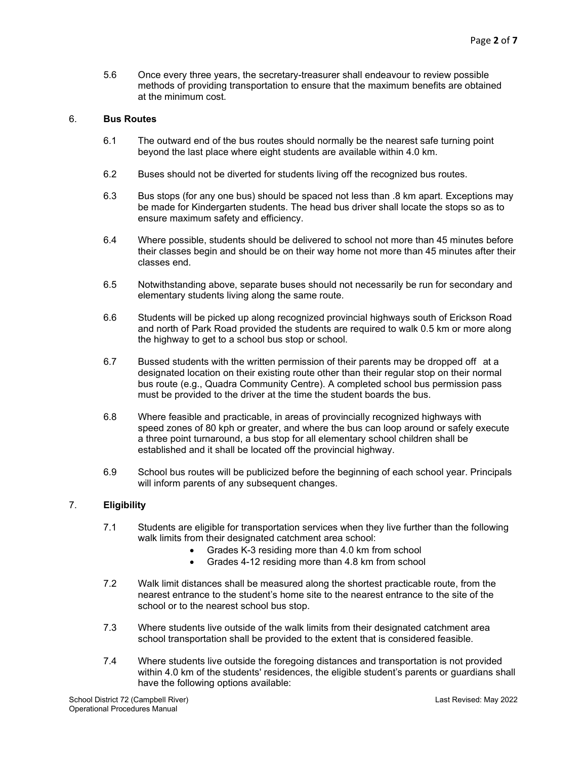5.6 Once every three years, the secretary-treasurer shall endeavour to review possible methods of providing transportation to ensure that the maximum benefits are obtained at the minimum cost.

## 6. Bus Routes

6.1 The outward end of the bus routes should normally be the nearest safe turning point beyond the last place where eight students are available within 4.0 km.

6.2 Buses should not be diverted for students living off the recognized bus routes.

6.3 Bus stops (for any one bus) should be spaced not less than .8 km apart. Exceptions may be made for Kindergarten students. The head bus driver shall locate the stops so as to ensure maximum safety and efficiency.

6.4 Where possible, students should be delivered to school not more than 45 minutes before their classes begin and should be on their way home not more than 45 minutes after their classes end.

6.5 Notwithstanding above, separate buses should not necessarily be run for secondary and elementary students living along the same route.

6.6 Students will be picked up along recognized provincial highways south of Erickson Road and north of Park Road provided the students are required to walk 0.5 km or more along the highway to get to a school bus stop or school.

6.7 Bussed students with the written permission of their parents may be dropped off at a designated location on their existing route other than their regular stop on their normal bus route (e.g., Quadra Community Centre). A completed school bus permission pass must be provided to the driver at the time the student boards the bus.

6.8 Where feasible and practicable, in areas of provincially recognized highways with speed zones of 80 kph or greater, and where the bus can loop around or safely execute a three point turnaround, a bus stop for all elementary school children shall be established and it shall be located off the provincial highway.

6.9 School bus routes will be publicized before the beginning of each school year. Principals will inform parents of any subsequent changes.

## 7. Eligibility

7.1 Students are eligible for transportation services when they live further than the following walk limits from their designated catchment area school:

- Grades K-3 residing more than 4.0 km from school
- Grades 4-12 residing more than 4.8 km from school

7.2 Walk limit distances shall be measured along the shortest practicable route, from the nearest entrance to the student's home site to the nearest entrance to the site of the school or to the nearest school bus stop.

7.3 Where students live outside of the walk limits from their designated catchment area school transportation shall be provided to the extent that is considered feasible.

7.4 Where students live outside the foregoing distances and transportation is not provided within 4.0 km of the students' residences, the eligible student's parents or guardians shall have the following options available:

School District 72 (Campbell River) Operational Procedures Manual

Last Revised: May 2022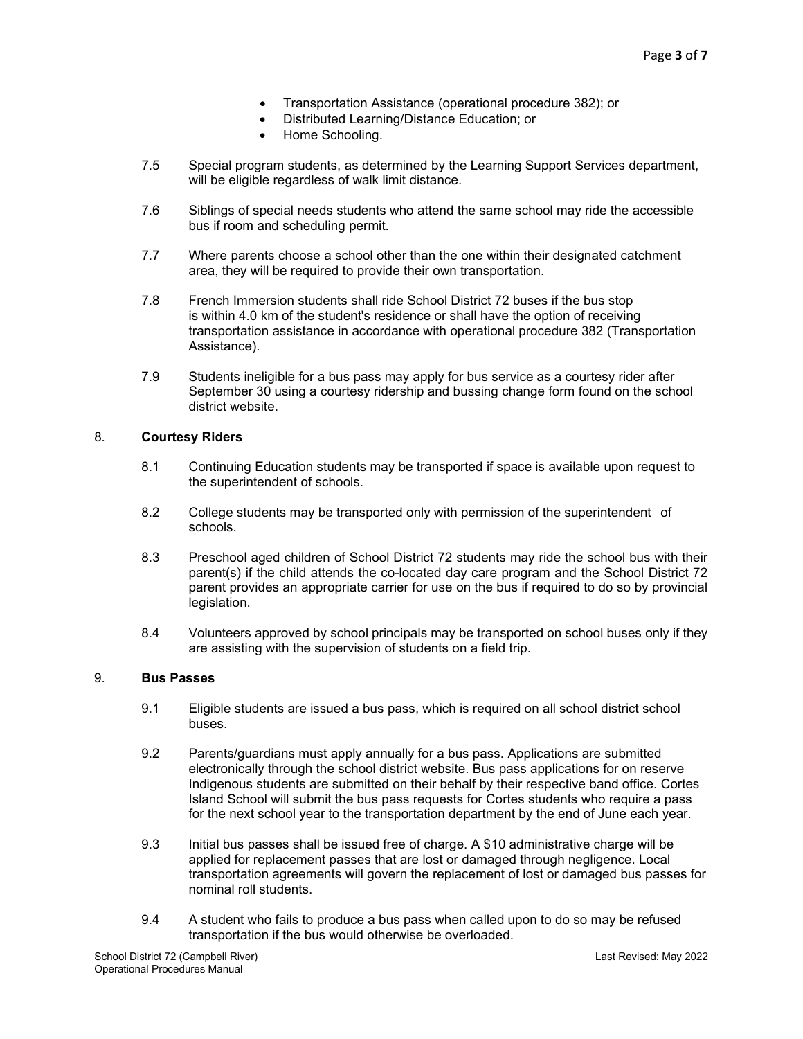- Transportation Assistance (operational procedure 382); or
- Distributed Learning/Distance Education; or
- Home Schooling.

7.5 Special program students, as determined by the Learning Support Services department, will be eligible regardless of walk limit distance.

7.6 Siblings of special needs students who attend the same school may ride the accessible bus if room and scheduling permit.

7.7 Where parents choose a school other than the one within their designated catchment area, they will be required to provide their own transportation.

7.8 French Immersion students shall ride School District 72 buses if the bus stop is within 4.0 km of the student's residence or shall have the option of receiving transportation assistance in accordance with operational procedure 382 (Transportation Assistance).

7.9 Students ineligible for a bus pass may apply for bus service as a courtesy rider after September 30 using a courtesy ridership and bussing change form found on the school district website.

8. **Courtesy Riders**

8.1 Continuing Education students may be transported if space is available upon request to the superintendent of schools.

8.2 College students may be transported only with permission of the superintendent of schools.

8.3 Preschool aged children of School District 72 students may ride the school bus with their parent(s) if the child attends the co-located day care program and the School District 72 parent provides an appropriate carrier for use on the bus if required to do so by provincial legislation.

8.4 Volunteers approved by school principals may be transported on school buses only if they are assisting with the supervision of students on a field trip.

9. **Bus Passes**

9.1 Eligible students are issued a bus pass, which is required on all school district school buses.

9.2 Parents/guardians must apply annually for a bus pass. Applications are submitted electronically through the school district website. Bus pass applications for on reserve Indigenous students are submitted on their behalf by their respective band office. Cortes Island School will submit the bus pass requests for Cortes students who require a pass for the next school year to the transportation department by the end of June each year.

9.3 Initial bus passes shall be issued free of charge. A $10 administrative charge will be applied for replacement passes that are lost or damaged through negligence. Local transportation agreements will govern the replacement of lost or damaged bus passes for nominal roll students.

9.4 A student who fails to produce a bus pass when called upon to do so may be refused transportation if the bus would otherwise be overloaded.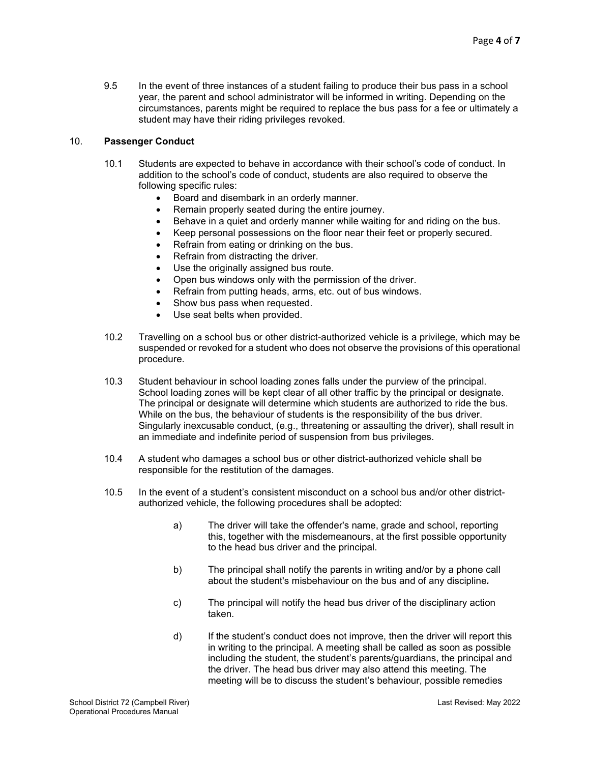9.5 In the event of three instances of a student failing to produce their bus pass in a school year, the parent and school administrator will be informed in writing. Depending on the circumstances, parents might be required to replace the bus pass for a fee or ultimately a student may have their riding privileges revoked.

## 10. **Passenger Conduct**

10.1 Students are expected to behave in accordance with their school's code of conduct. In addition to the school's code of conduct, students are also required to observe the following specific rules:

- Board and disembark in an orderly manner.
- Remain properly seated during the entire journey.
- Behave in a quiet and orderly manner while waiting for and riding on the bus.
- Keep personal possessions on the floor near their feet or properly secured.
- Refrain from eating or drinking on the bus.
- Refrain from distracting the driver.
- Use the originally assigned bus route.
- Open bus windows only with the permission of the driver.
- Refrain from putting heads, arms, etc. out of bus windows.
- Show bus pass when requested.
- Use seat belts when provided.

10.2 Travelling on a school bus or other district-authorized vehicle is a privilege, which may be suspended or revoked for a student who does not observe the provisions of this operational procedure.

10.3 Student behaviour in school loading zones falls under the purview of the principal. School loading zones will be kept clear of all other traffic by the principal or designate. The principal or designate will determine which students are authorized to ride the bus. While on the bus, the behaviour of students is the responsibility of the bus driver. Singularly inexcusable conduct, (e.g., threatening or assaulting the driver), shall result in an immediate and indefinite period of suspension from bus privileges.

10.4 A student who damages a school bus or other district-authorized vehicle shall be responsible for the restitution of the damages.

10.5 In the event of a student's consistent misconduct on a school bus and/or other district-authorized vehicle, the following procedures shall be adopted:

a) The driver will take the offender's name, grade and school, reporting this, together with the misdemeanours, at the first possible opportunity to the head bus driver and the principal.

b) The principal shall notify the parents in writing and/or by a phone call about the student's misbehaviour on the bus and of any discipline*.*

c) The principal will notify the head bus driver of the disciplinary action taken.

d) If the student's conduct does not improve, then the driver will report this in writing to the principal. A meeting shall be called as soon as possible including the student, the student's parents/guardians, the principal and the driver. The head bus driver may also attend this meeting. The meeting will be to discuss the student's behaviour, possible remedies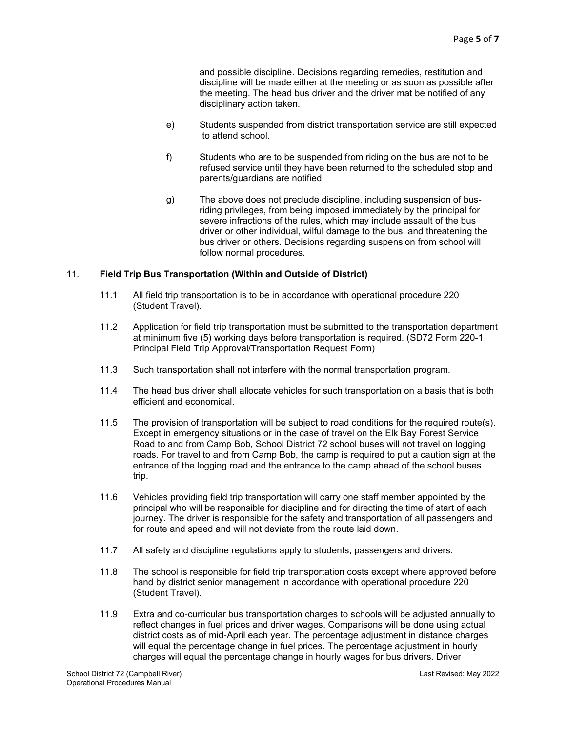and possible discipline. Decisions regarding remedies, restitution and discipline will be made either at the meeting or as soon as possible after the meeting. The head bus driver and the driver mat be notified of any disciplinary action taken.

e) Students suspended from district transportation service are still expected to attend school.

f) Students who are to be suspended from riding on the bus are not to be refused service until they have been returned to the scheduled stop and parents/guardians are notified.

g) The above does not preclude discipline, including suspension of bus-riding privileges, from being imposed immediately by the principal for severe infractions of the rules, which may include assault of the bus driver or other individual, wilful damage to the bus, and threatening the bus driver or others. Decisions regarding suspension from school will follow normal procedures.

11. **Field Trip Bus Transportation (Within and Outside of District)**

11.1 All field trip transportation is to be in accordance with operational procedure 220 (Student Travel).

11.2 Application for field trip transportation must be submitted to the transportation department at minimum five (5) working days before transportation is required. (SD72 Form 220-1 Principal Field Trip Approval/Transportation Request Form)

11.3 Such transportation shall not interfere with the normal transportation program.

11.4 The head bus driver shall allocate vehicles for such transportation on a basis that is both efficient and economical.

11.5 The provision of transportation will be subject to road conditions for the required route(s). Except in emergency situations or in the case of travel on the Elk Bay Forest Service Road to and from Camp Bob, School District 72 school buses will not travel on logging roads. For travel to and from Camp Bob, the camp is required to put a caution sign at the entrance of the logging road and the entrance to the camp ahead of the school buses trip.

11.6 Vehicles providing field trip transportation will carry one staff member appointed by the principal who will be responsible for discipline and for directing the time of start of each journey. The driver is responsible for the safety and transportation of all passengers and for route and speed and will not deviate from the route laid down.

11.7 All safety and discipline regulations apply to students, passengers and drivers.

11.8 The school is responsible for field trip transportation costs except where approved before hand by district senior management in accordance with operational procedure 220 (Student Travel).

11.9 Extra and co-curricular bus transportation charges to schools will be adjusted annually to reflect changes in fuel prices and driver wages. Comparisons will be done using actual district costs as of mid-April each year. The percentage adjustment in distance charges will equal the percentage change in fuel prices. The percentage adjustment in hourly charges will equal the percentage change in hourly wages for bus drivers. Driver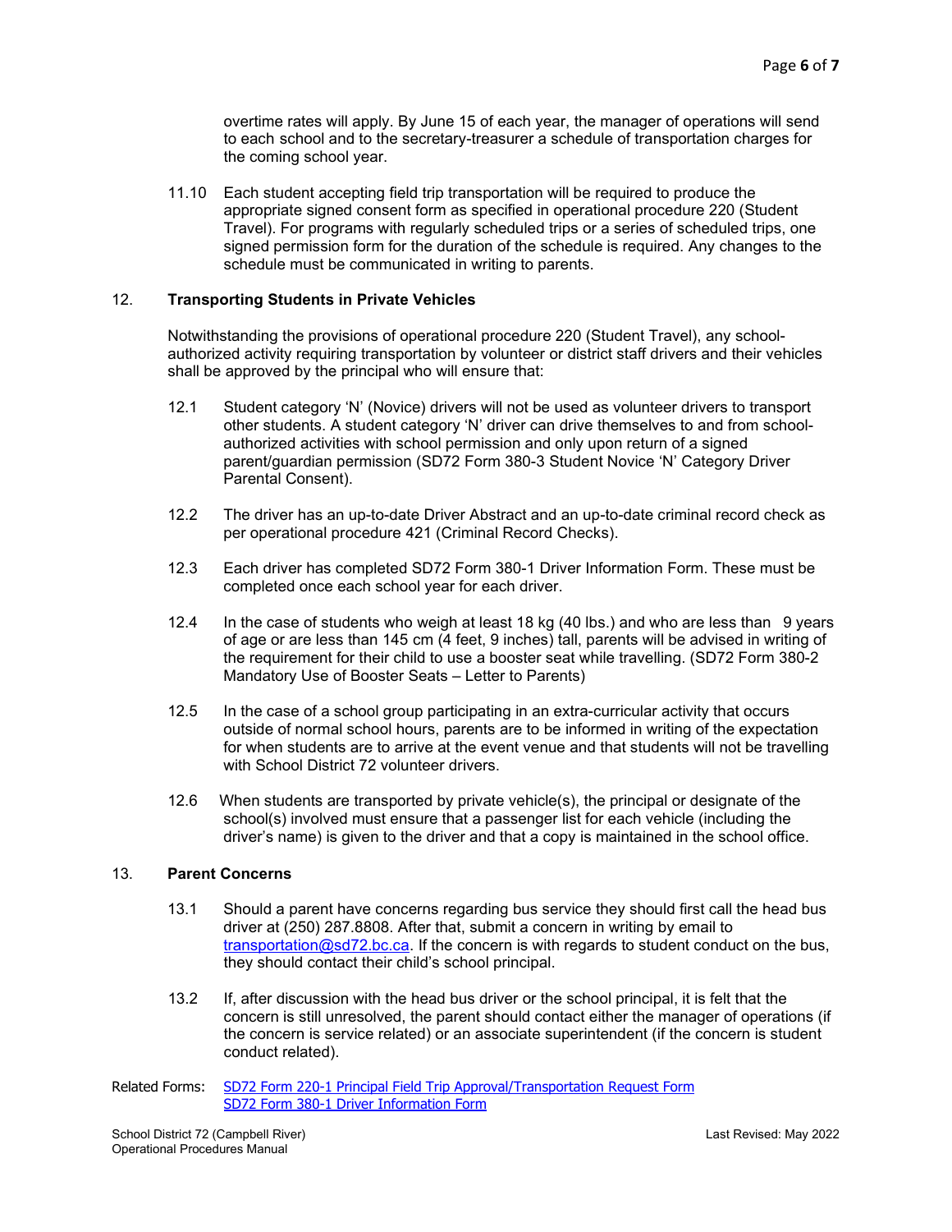overtime rates will apply. By June 15 of each year, the manager of operations will send to each school and to the secretary-treasurer a schedule of transportation charges for the coming school year.

11.10 Each student accepting field trip transportation will be required to produce the appropriate signed consent form as specified in operational procedure 220 (Student Travel). For programs with regularly scheduled trips or a series of scheduled trips, one signed permission form for the duration of the schedule is required. Any changes to the schedule must be communicated in writing to parents.

## 12. Transporting Students in Private Vehicles

Notwithstanding the provisions of operational procedure 220 (Student Travel), any school-authorized activity requiring transportation by volunteer or district staff drivers and their vehicles shall be approved by the principal who will ensure that:

12.1 Student category 'N' (Novice) drivers will not be used as volunteer drivers to transport other students. A student category 'N' driver can drive themselves to and from school-authorized activities with school permission and only upon return of a signed parent/guardian permission (SD72 Form 380-3 Student Novice 'N' Category Driver Parental Consent).

12.2 The driver has an up-to-date Driver Abstract and an up-to-date criminal record check as per operational procedure 421 (Criminal Record Checks).

12.3 Each driver has completed SD72 Form 380-1 Driver Information Form. These must be completed once each school year for each driver.

12.4 In the case of students who weigh at least 18 kg (40 lbs.) and who are less than 9 years of age or are less than 145 cm (4 feet, 9 inches) tall, parents will be advised in writing of the requirement for their child to use a booster seat while travelling. (SD72 Form 380-2 Mandatory Use of Booster Seats – Letter to Parents)

12.5 In the case of a school group participating in an extra-curricular activity that occurs outside of normal school hours, parents are to be informed in writing of the expectation for when students are to arrive at the event venue and that students will not be travelling with School District 72 volunteer drivers.

12.6 When students are transported by private vehicle(s), the principal or designate of the school(s) involved must ensure that a passenger list for each vehicle (including the driver's name) is given to the driver and that a copy is maintained in the school office.

## 13. Parent Concerns

13.1 Should a parent have concerns regarding bus service they should first call the head bus driver at (250) 287.8808. After that, submit a concern in writing by email to [transportation@sd72.bc.ca](mailto:transportation@sd72.bc.ca). If the concern is with regards to student conduct on the bus, they should contact their child's school principal.

13.2 If, after discussion with the head bus driver or the school principal, it is felt that the concern is still unresolved, the parent should contact either the manager of operations (if the concern is service related) or an associate superintendent (if the concern is student conduct related).

Related Forms: SD72 Form 220-1 Principal Field Trip Approval/Transportation Request Form
SD72 Form 380-1 Driver Information Form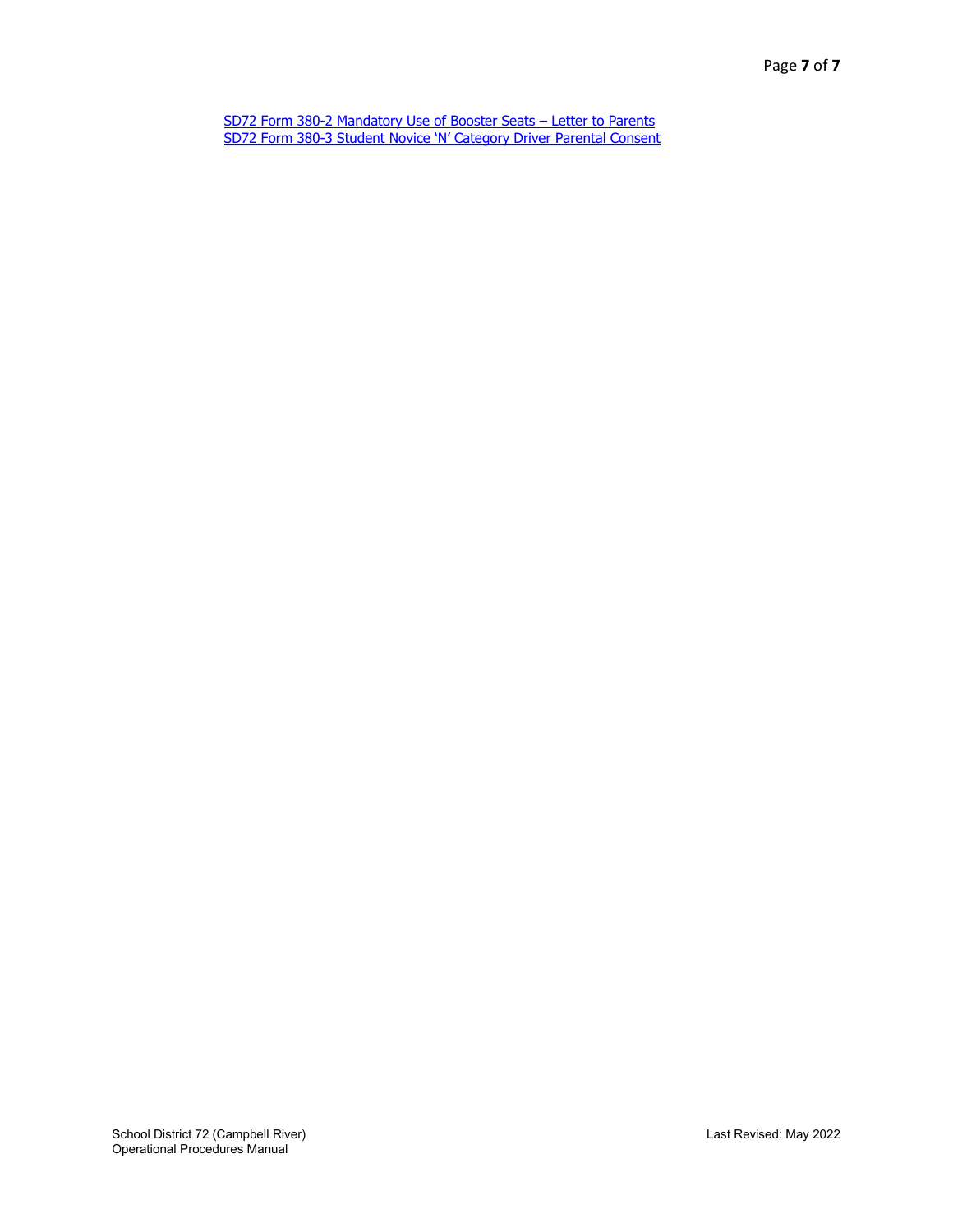SD72 Form 380-2 Mandatory Use of Booster Seats – Letter to Parents
SD72 Form 380-3 Student Novice 'N' Category Driver Parental Consent